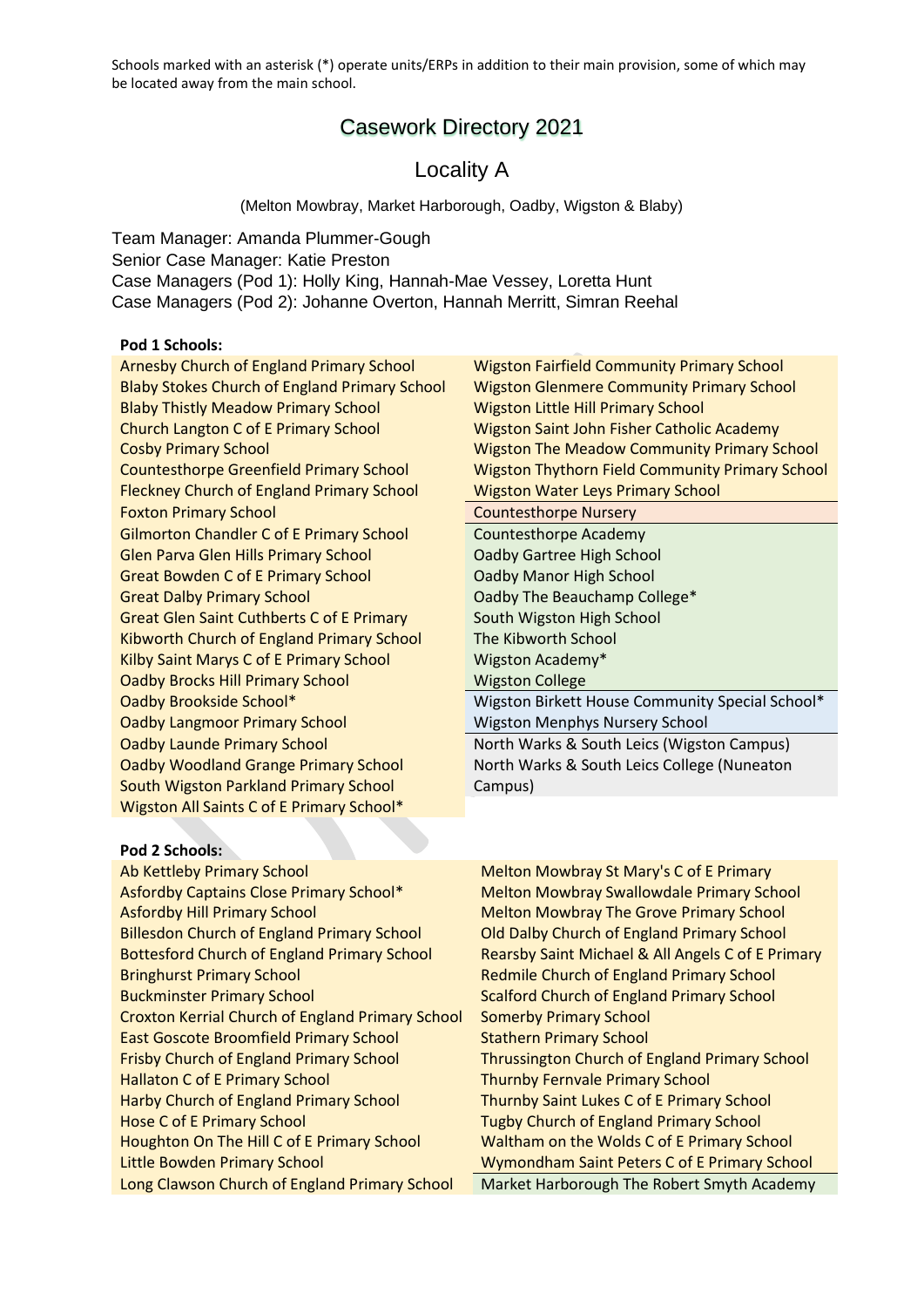Schools marked with an asterisk (*) operate units/ERPs in addition to their main provision, some of which may be located away from the main school.

# Casework Directory 2021

## Locality A

(Melton Mowbray, Market Harborough, Oadby, Wigston & Blaby)

Team Manager: Amanda Plummer-Gough
Senior Case Manager: Katie Preston
Case Managers (Pod 1): Holly King, Hannah-Mae Vessey, Loretta Hunt
Case Managers (Pod 2): Johanne Overton, Hannah Merritt, Simran Reehal

**Pod 1 Schools:**

Arnesby Church of England Primary School
Blaby Stokes Church of England Primary School
Blaby Thistly Meadow Primary School
Church Langton C of E Primary School
Cosby Primary School
Countesthorpe Greenfield Primary School
Fleckney Church of England Primary School
Foxton Primary School
Gilmorton Chandler C of E Primary School
Glen Parva Glen Hills Primary School
Great Bowden C of E Primary School
Great Dalby Primary School
Great Glen Saint Cuthberts C of E Primary
Kibworth Church of England Primary School
Kilby Saint Marys C of E Primary School
Oadby Brocks Hill Primary School
Oadby Brookside School*
Oadby Langmoor Primary School
Oadby Launde Primary School
Oadby Woodland Grange Primary School
South Wigston Parkland Primary School
Wigston All Saints C of E Primary School*
Wigston Fairfield Community Primary School
Wigston Glenmere Community Primary School
Wigston Little Hill Primary School
Wigston Saint John Fisher Catholic Academy
Wigston The Meadow Community Primary School
Wigston Thythorn Field Community Primary School
Wigston Water Leys Primary School
Countesthorpe Nursery
Countesthorpe Academy
Oadby Gartree High School
Oadby Manor High School
Oadby The Beauchamp College*
South Wigston High School
The Kibworth School
Wigston Academy*
Wigston College
Wigston Birkett House Community Special School*
Wigston Menphys Nursery School
North Warks & South Leics (Wigston Campus)
North Warks & South Leics College (Nuneaton Campus)

**Pod 2 Schools:**

Ab Kettleby Primary School
Asfordby Captains Close Primary School*
Asfordby Hill Primary School
Billesdon Church of England Primary School
Bottesford Church of England Primary School
Bringhurst Primary School
Buckminster Primary School
Croxton Kerrial Church of England Primary School
East Goscote Broomfield Primary School
Frisby Church of England Primary School
Hallaton C of E Primary School
Harby Church of England Primary School
Hose C of E Primary School
Houghton On The Hill C of E Primary School
Little Bowden Primary School
Long Clawson Church of England Primary School
Melton Mowbray St Mary's C of E Primary
Melton Mowbray Swallowdale Primary School
Melton Mowbray The Grove Primary School
Old Dalby Church of England Primary School
Rearsby Saint Michael & All Angels C of E Primary
Redmile Church of England Primary School
Scalford Church of England Primary School
Somerby Primary School
Stathern Primary School
Thrussington Church of England Primary School
Thurnby Fernvale Primary School
Thurnby Saint Lukes C of E Primary School
Tugby Church of England Primary School
Waltham on the Wolds C of E Primary School
Wymondham Saint Peters C of E Primary School
Market Harborough The Robert Smyth Academy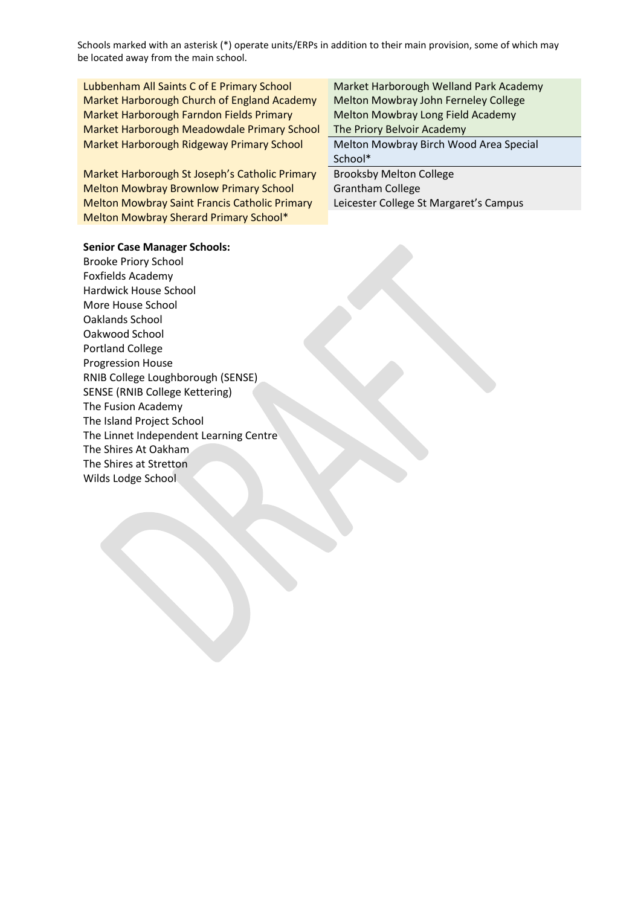Schools marked with an asterisk (*) operate units/ERPs in addition to their main provision, some of which may be located away from the main school.

Lubbenham All Saints C of E Primary School
Market Harborough Church of England Academy
Market Harborough Farndon Fields Primary
Market Harborough Meadowdale Primary School
Market Harborough Ridgeway Primary School
Market Harborough St Joseph's Catholic Primary
Melton Mowbray Brownlow Primary School
Melton Mowbray Saint Francis Catholic Primary
Melton Mowbray Sherard Primary School*

Market Harborough Welland Park Academy
Melton Mowbray John Ferneley College
Melton Mowbray Long Field Academy
The Priory Belvoir Academy

Melton Mowbray Birch Wood Area Special School*

Brooksby Melton College
Grantham College
Leicester College St Margaret's Campus

**Senior Case Manager Schools:**

Brooke Priory School
Foxfields Academy
Hardwick House School
More House School
Oaklands School
Oakwood School
Portland College
Progression House
RNIB College Loughborough (SENSE)
SENSE (RNIB College Kettering)
The Fusion Academy
The Island Project School
The Linnet Independent Learning Centre
The Shires At Oakham
The Shires at Stretton
Wilds Lodge School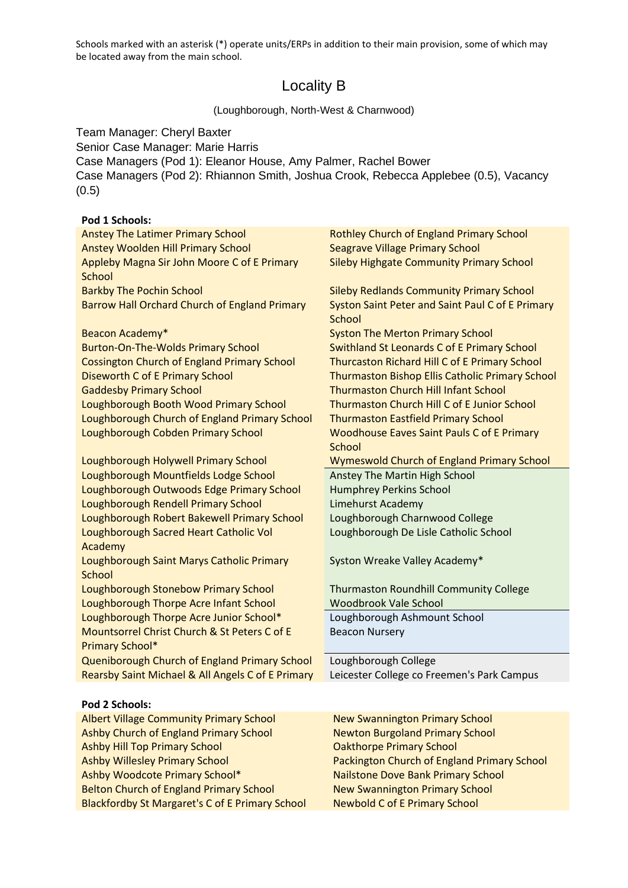Schools marked with an asterisk (*) operate units/ERPs in addition to their main provision, some of which may be located away from the main school.

# Locality B

(Loughborough, North-West & Charnwood)

Team Manager: Cheryl Baxter
Senior Case Manager: Marie Harris
Case Managers (Pod 1): Eleanor House, Amy Palmer, Rachel Bower
Case Managers (Pod 2): Rhiannon Smith, Joshua Crook, Rebecca Applebee (0.5), Vacancy (0.5)

**Pod 1 Schools:**

| | |
|---|---|
| Anstey The Latimer Primary School | Rothley Church of England Primary School |
| Anstey Woolden Hill Primary School | Seagrave Village Primary School |
| Appleby Magna Sir John Moore C of E Primary School | Sileby Highgate Community Primary School |
| Barkby The Pochin School | Sileby Redlands Community Primary School |
| Barrow Hall Orchard Church of England Primary | Syston Saint Peter and Saint Paul C of E Primary School |
| Beacon Academy* | Syston The Merton Primary School |
| Burton-On-The-Wolds Primary School | Swithland St Leonards C of E Primary School |
| Cossington Church of England Primary School | Thurcaston Richard Hill C of E Primary School |
| Diseworth C of E Primary School | Thurmaston Bishop Ellis Catholic Primary School |
| Gaddesby Primary School | Thurmaston Church Hill Infant School |
| Loughborough Booth Wood Primary School | Thurmaston Church Hill C of E Junior School |
| Loughborough Church of England Primary School | Thurmaston Eastfield Primary School |
| Loughborough Cobden Primary School | Woodhouse Eaves Saint Pauls C of E Primary School |
| Loughborough Holywell Primary School | Wymeswold Church of England Primary School |
| Loughborough Mountfields Lodge School | Anstey The Martin High School |
| Loughborough Outwoods Edge Primary School | Humphrey Perkins School |
| Loughborough Rendell Primary School | Limehurst Academy |
| Loughborough Robert Bakewell Primary School | Loughborough Charnwood College |
| Loughborough Sacred Heart Catholic Vol Academy | Loughborough De Lisle Catholic School |
| Loughborough Saint Marys Catholic Primary School | Syston Wreake Valley Academy* |
| Loughborough Stonebow Primary School | Thurmaston Roundhill Community College |
| Loughborough Thorpe Acre Infant School | Woodbrook Vale School |
| Loughborough Thorpe Acre Junior School* | Loughborough Ashmount School |
| Mountsorrel Christ Church & St Peters C of E Primary School* | Beacon Nursery |
| Queniborough Church of England Primary School | Loughborough College |
| Rearsby Saint Michael & All Angels C of E Primary | Leicester College co Freemen's Park Campus |

**Pod 2 Schools:**

| | |
|---|---|
| Albert Village Community Primary School | New Swannington Primary School |
| Ashby Church of England Primary School | Newton Burgoland Primary School |
| Ashby Hill Top Primary School | Oakthorpe Primary School |
| Ashby Willesley Primary School | Packington Church of England Primary School |
| Ashby Woodcote Primary School* | Nailstone Dove Bank Primary School |
| Belton Church of England Primary School | New Swannington Primary School |
| Blackfordby St Margaret's C of E Primary School | Newbold C of E Primary School |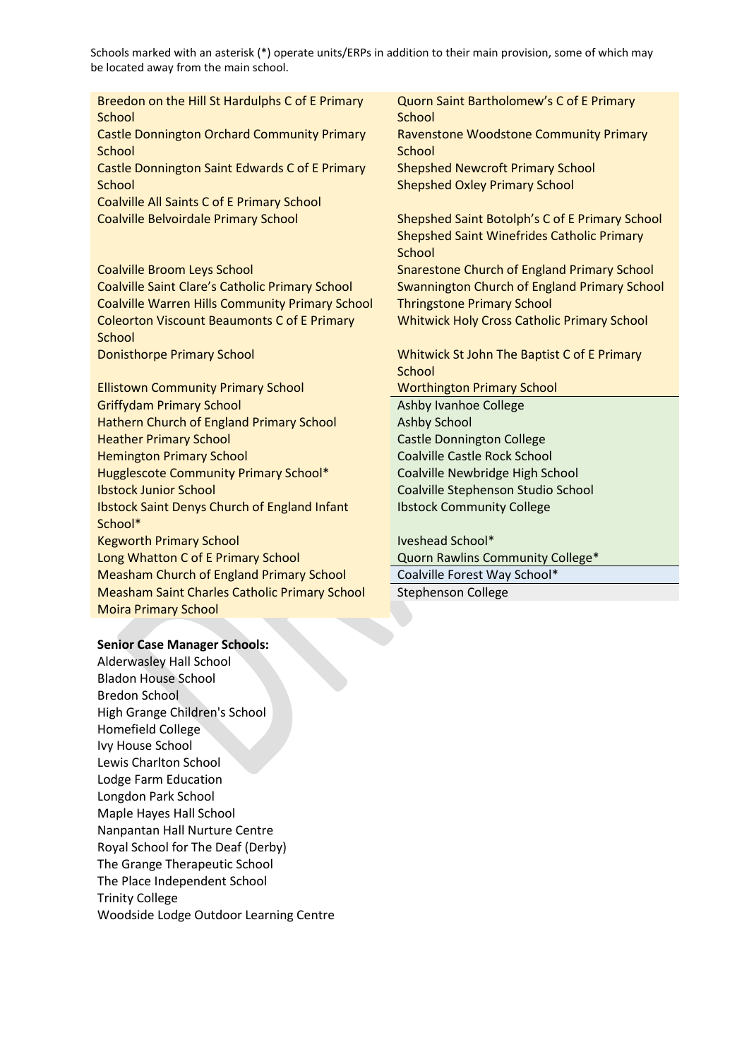Schools marked with an asterisk (*) operate units/ERPs in addition to their main provision, some of which may be located away from the main school.

- Breedon on the Hill St Hardulphs C of E Primary School
- Castle Donnington Orchard Community Primary School
- Castle Donnington Saint Edwards C of E Primary School
- Coalville All Saints C of E Primary School
- Coalville Belvoirdale Primary School
- Coalville Broom Leys School
- Coalville Saint Clare's Catholic Primary School
- Coalville Warren Hills Community Primary School
- Coleorton Viscount Beaumonts C of E Primary School
- Donisthorpe Primary School
- Ellistown Community Primary School
- Griffydam Primary School
- Hathern Church of England Primary School
- Heather Primary School
- Hemington Primary School
- Hugglescote Community Primary School*
- Ibstock Junior School
- Ibstock Saint Denys Church of England Infant School*
- Kegworth Primary School
- Long Whatton C of E Primary School
- Measham Church of England Primary School
- Measham Saint Charles Catholic Primary School
- Moira Primary School
- Quorn Saint Bartholomew's C of E Primary School
- Ravenstone Woodstone Community Primary School
- Shepshed Newcroft Primary School
- Shepshed Oxley Primary School
- Shepshed Saint Botolph's C of E Primary School
- Shepshed Saint Winefrides Catholic Primary School
- Snarestone Church of England Primary School
- Swannington Church of England Primary School
- Thringstone Primary School
- Whitwick Holy Cross Catholic Primary School
- Whitwick St John The Baptist C of E Primary School
- Worthington Primary School

- Ashby Ivanhoe College
- Ashby School
- Castle Donnington College
- Coalville Castle Rock School
- Coalville Newbridge High School
- Coalville Stephenson Studio School
- Ibstock Community College
- Iveshead School*
- Quorn Rawlins Community College*

- Coalville Forest Way School*

- Stephenson College

**Senior Case Manager Schools:**

- Alderwasley Hall School
- Bladon House School
- Bredon School
- High Grange Children's School
- Homefield College
- Ivy House School
- Lewis Charlton School
- Lodge Farm Education
- Longdon Park School
- Maple Hayes Hall School
- Nanpantan Hall Nurture Centre
- Royal School for The Deaf (Derby)
- The Grange Therapeutic School
- The Place Independent School
- Trinity College
- Woodside Lodge Outdoor Learning Centre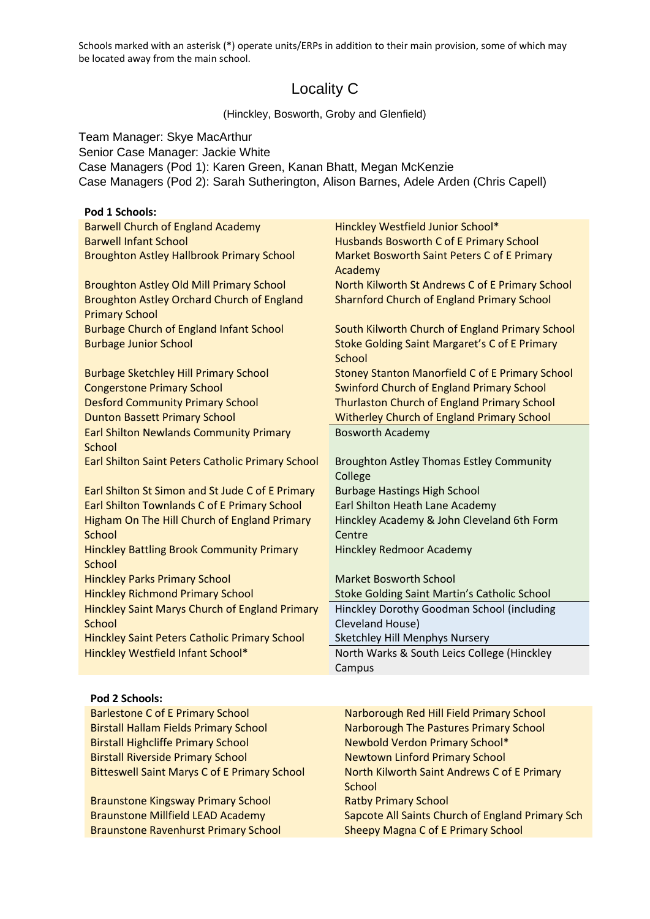Schools marked with an asterisk (*) operate units/ERPs in addition to their main provision, some of which may be located away from the main school.

# Locality C

(Hinckley, Bosworth, Groby and Glenfield)

Team Manager: Skye MacArthur
Senior Case Manager: Jackie White
Case Managers (Pod 1): Karen Green, Kanan Bhatt, Megan McKenzie
Case Managers (Pod 2): Sarah Sutherington, Alison Barnes, Adele Arden (Chris Capell)

**Pod 1 Schools:**

- Barwell Church of England Academy
- Barwell Infant School
- Broughton Astley Hallbrook Primary School
- Broughton Astley Old Mill Primary School
- Broughton Astley Orchard Church of England Primary School
- Burbage Church of England Infant School
- Burbage Junior School
- Burbage Sketchley Hill Primary School
- Congerstone Primary School
- Desford Community Primary School
- Dunton Bassett Primary School
- Earl Shilton Newlands Community Primary School
- Earl Shilton Saint Peters Catholic Primary School
- Earl Shilton St Simon and St Jude C of E Primary
- Earl Shilton Townlands C of E Primary School
- Higham On The Hill Church of England Primary School
- Hinckley Battling Brook Community Primary School
- Hinckley Parks Primary School
- Hinckley Richmond Primary School
- Hinckley Saint Marys Church of England Primary School
- Hinckley Saint Peters Catholic Primary School
- Hinckley Westfield Infant School*
- Hinckley Westfield Junior School*
- Husbands Bosworth C of E Primary School
- Market Bosworth Saint Peters C of E Primary Academy
- North Kilworth St Andrews C of E Primary School
- Sharnford Church of England Primary School
- South Kilworth Church of England Primary School
- Stoke Golding Saint Margaret's C of E Primary School
- Stoney Stanton Manorfield C of E Primary School
- Swinford Church of England Primary School
- Thurlaston Church of England Primary School
- Witherley Church of England Primary School

- Bosworth Academy
- Broughton Astley Thomas Estley Community College
- Burbage Hastings High School
- Earl Shilton Heath Lane Academy
- Hinckley Academy & John Cleveland 6th Form Centre
- Hinckley Redmoor Academy
- Market Bosworth School
- Stoke Golding Saint Martin's Catholic School

- Hinckley Dorothy Goodman School (including Cleveland House)
- Sketchley Hill Menphys Nursery

- North Warks & South Leics College (Hinckley Campus

**Pod 2 Schools:**

- Barlestone C of E Primary School
- Birstall Hallam Fields Primary School
- Birstall Highcliffe Primary School
- Birstall Riverside Primary School
- Bitteswell Saint Marys C of E Primary School
- Braunstone Kingsway Primary School
- Braunstone Millfield LEAD Academy
- Braunstone Ravenhurst Primary School
- Narborough Red Hill Field Primary School
- Narborough The Pastures Primary School
- Newbold Verdon Primary School*
- Newtown Linford Primary School
- North Kilworth Saint Andrews C of E Primary School
- Ratby Primary School
- Sapcote All Saints Church of England Primary Sch
- Sheepy Magna C of E Primary School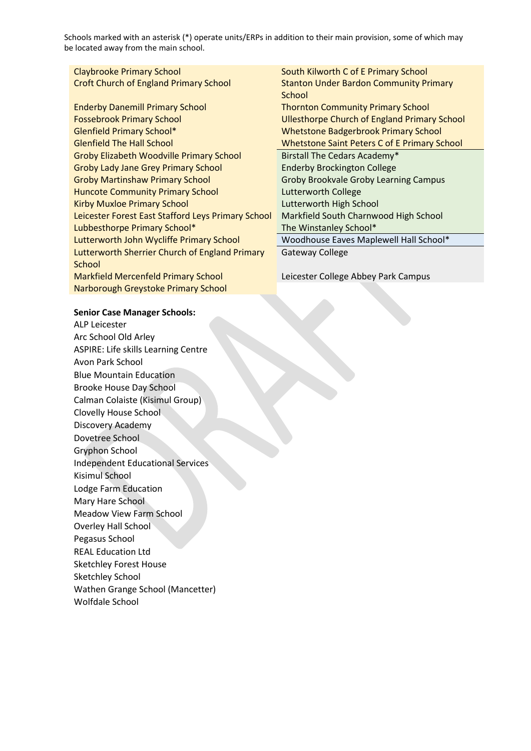Schools marked with an asterisk (*) operate units/ERPs in addition to their main provision, some of which may be located away from the main school.

| | |
|---|---|
| Claybrooke Primary School | South Kilworth C of E Primary School |
| Croft Church of England Primary School | Stanton Under Bardon Community Primary School |
| Enderby Danemill Primary School | Thornton Community Primary School |
| Fossebrook Primary School | Ullesthorpe Church of England Primary School |
| Glenfield Primary School* | Whetstone Badgerbrook Primary School |
| Glenfield The Hall School | Whetstone Saint Peters C of E Primary School |
| Groby Elizabeth Woodville Primary School | Birstall The Cedars Academy* |
| Groby Lady Jane Grey Primary School | Enderby Brockington College |
| Groby Martinshaw Primary School | Groby Brookvale Groby Learning Campus |
| Huncote Community Primary School | Lutterworth College |
| Kirby Muxloe Primary School | Lutterworth High School |
| Leicester Forest East Stafford Leys Primary School | Markfield South Charnwood High School |
| Lubbesthorpe Primary School* | The Winstanley School* |
| Lutterworth John Wycliffe Primary School | Woodhouse Eaves Maplewell Hall School* |
| Lutterworth Sherrier Church of England Primary School | Gateway College |
| Markfield Mercenfield Primary School | Leicester College Abbey Park Campus |
| Narborough Greystoke Primary School | |

**Senior Case Manager Schools:**

ALP Leicester
Arc School Old Arley
ASPIRE: Life skills Learning Centre
Avon Park School
Blue Mountain Education
Brooke House Day School
Calman Colaiste (Kisimul Group)
Clovelly House School
Discovery Academy
Dovetree School
Gryphon School
Independent Educational Services
Kisimul School
Lodge Farm Education
Mary Hare School
Meadow View Farm School
Overley Hall School
Pegasus School
REAL Education Ltd
Sketchley Forest House
Sketchley School
Wathen Grange School (Mancetter)
Wolfdale School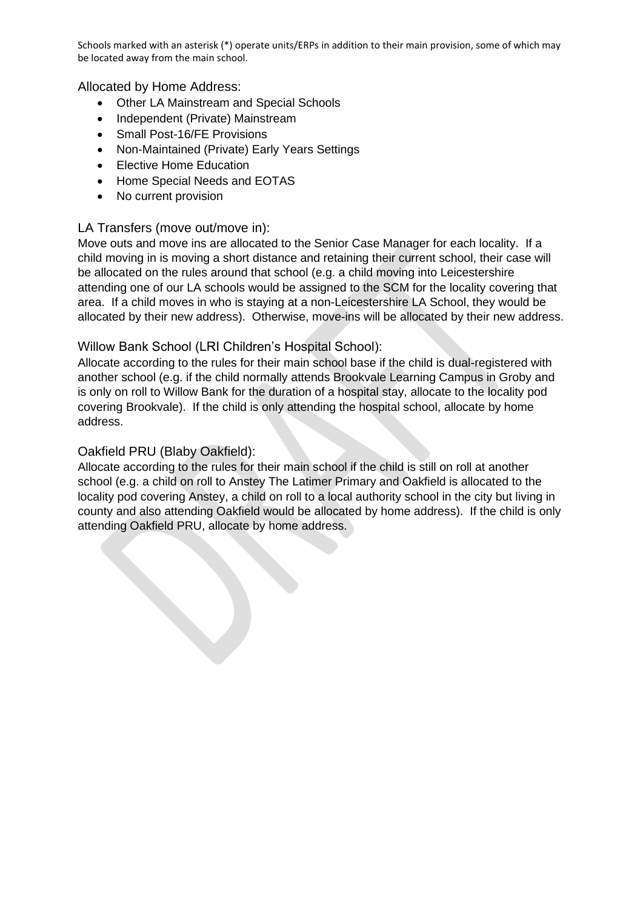Schools marked with an asterisk (*) operate units/ERPs in addition to their main provision, some of which may be located away from the main school.

## Allocated by Home Address:

- Other LA Mainstream and Special Schools
- Independent (Private) Mainstream
- Small Post-16/FE Provisions
- Non-Maintained (Private) Early Years Settings
- Elective Home Education
- Home Special Needs and EOTAS
- No current provision

## LA Transfers (move out/move in):

Move outs and move ins are allocated to the Senior Case Manager for each locality. If a child moving in is moving a short distance and retaining their current school, their case will be allocated on the rules around that school (e.g. a child moving into Leicestershire attending one of our LA schools would be assigned to the SCM for the locality covering that area. If a child moves in who is staying at a non-Leicestershire LA School, they would be allocated by their new address). Otherwise, move-ins will be allocated by their new address.

## Willow Bank School (LRI Children's Hospital School):

Allocate according to the rules for their main school base if the child is dual-registered with another school (e.g. if the child normally attends Brookvale Learning Campus in Groby and is only on roll to Willow Bank for the duration of a hospital stay, allocate to the locality pod covering Brookvale). If the child is only attending the hospital school, allocate by home address.

## Oakfield PRU (Blaby Oakfield):

Allocate according to the rules for their main school if the child is still on roll at another school (e.g. a child on roll to Anstey The Latimer Primary and Oakfield is allocated to the locality pod covering Anstey, a child on roll to a local authority school in the city but living in county and also attending Oakfield would be allocated by home address). If the child is only attending Oakfield PRU, allocate by home address.